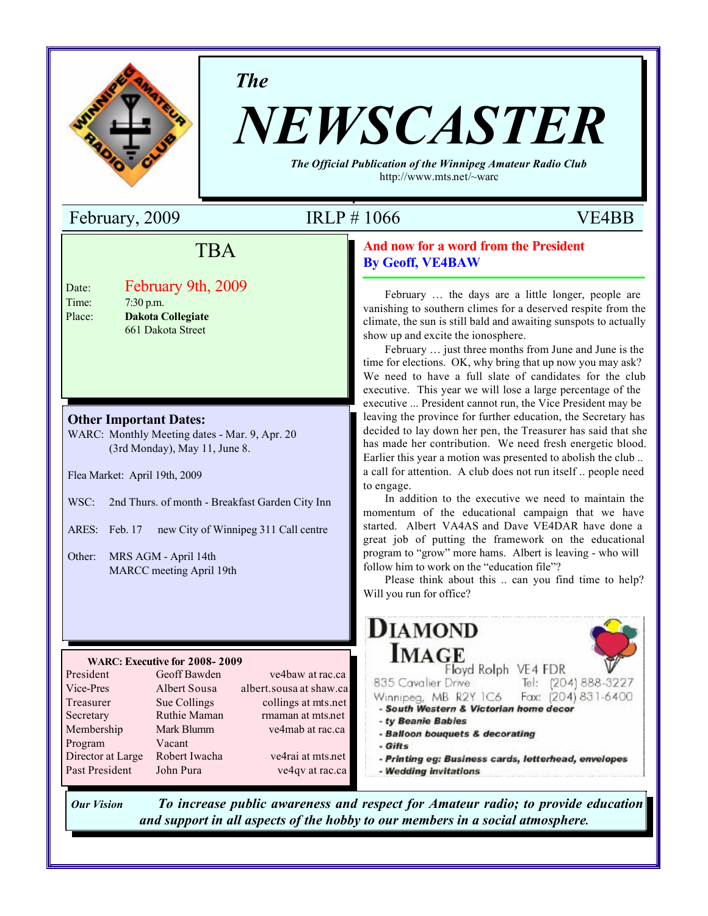*The*

# NEWSCASTER

***The Official Publication of the Winnipeg Amateur Radio Club***
http://www.mts.net/~warc

February, 2009 IRLP # 1066 VE4BB

## TBA

Date: February 9th, 2009
Time: 7:30 p.m.
Place: **Dakota Collegiate**
661 Dakota Street

### Other Important Dates:

WARC: Monthly Meeting dates - Mar. 9, Apr. 20 (3rd Monday), May 11, June 8.

Flea Market: April 19th, 2009

WSC: 2nd Thurs. of month - Breakfast Garden City Inn

ARES: Feb. 17 new City of Winnipeg 311 Call centre

Other: MRS AGM - April 14th
MARCC meeting April 19th

**WARC: Executive for 2008- 2009**

| | | |
|---|---|---|
| President | Geoff Bawden | ve4baw at rac.ca |
| Vice-Pres | Albert Sousa | albert.sousa at shaw.ca |
| Treasurer | Sue Collings | collings at mts.net |
| Secretary | Ruthie Maman | rmaman at mts.net |
| Membership | Mark Blumm | ve4mab at rac.ca |
| Program | Vacant | |
| Director at Large | Robert Iwacha | ve4rai at mts.net |
| Past President | John Pura | ve4qv at rac.ca |

## And now for a word from the President
### By Geoff, VE4BAW

February … the days are a little longer, people are vanishing to southern climes for a deserved respite from the climate, the sun is still bald and awaiting sunspots to actually show up and excite the ionosphere.

February … just three months from June and June is the time for elections. OK, why bring that up now you may ask? We need to have a full slate of candidates for the club executive. This year we will lose a large percentage of the executive ... President cannot run, the Vice President may be leaving the province for further education, the Secretary has decided to lay down her pen, the Treasurer has said that she has made her contribution. We need fresh energetic blood. Earlier this year a motion was presented to abolish the club .. a call for attention. A club does not run itself .. people need to engage.

In addition to the executive we need to maintain the momentum of the educational campaign that we have started. Albert VA4AS and Dave VE4DAR have done a great job of putting the framework on the educational program to "grow" more hams. Albert is leaving - who will follow him to work on the "education file"?

Please think about this .. can you find time to help? Will you run for office?

**DIAMOND IMAGE**
Floyd Rolph VE4 FDR
835 Cavalier Drive Tel: (204) 888-3227
Winnipeg, MB R2Y 1C6 Fax: (204) 831-6400
- ***South Western & Victorian home decor***
- ***ty Beanie Babies***
- ***Balloon bouquets & decorating***
- ***Gifts***
- ***Printing eg: Business cards, letterhead, envelopes***
- ***Wedding invitations***

***Our Vision*** ***To increase public awareness and respect for Amateur radio; to provide education and support in all aspects of the hobby to our members in a social atmosphere.***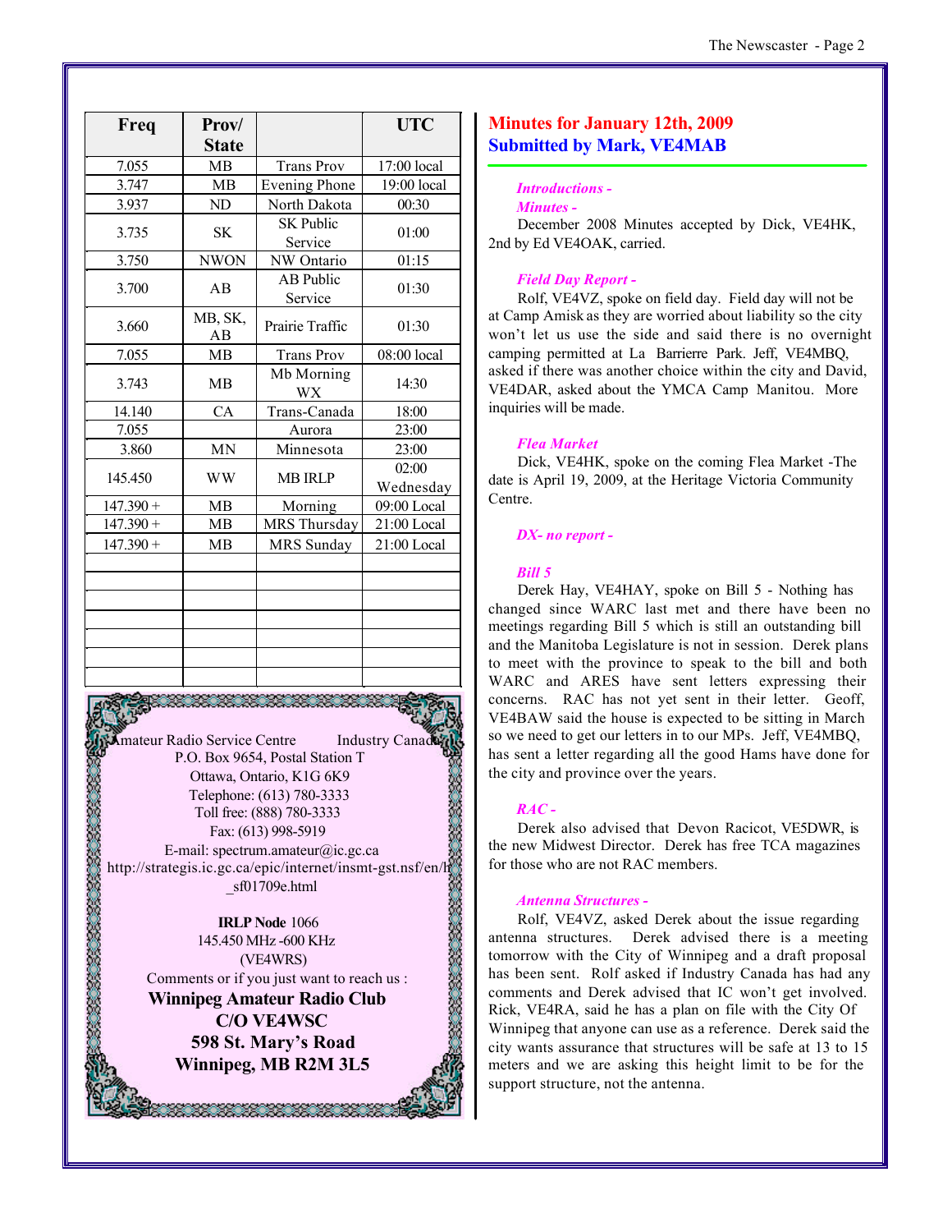| Freq | Prov/ State | | UTC |
|---|---|---|---|
| 7.055 | MB | Trans Prov | 17:00 local |
| 3.747 | MB | Evening Phone | 19:00 local |
| 3.937 | ND | North Dakota | 00:30 |
| 3.735 | SK | SK Public Service | 01:00 |
| 3.750 | NWON | NW Ontario | 01:15 |
| 3.700 | AB | AB Public Service | 01:30 |
| 3.660 | MB, SK, AB | Prairie Traffic | 01:30 |
| 7.055 | MB | Trans Prov | 08:00 local |
| 3.743 | MB | Mb Morning WX | 14:30 |
| 14.140 | CA | Trans-Canada | 18:00 |
| 7.055 | | Aurora | 23:00 |
| 3.860 | MN | Minnesota | 23:00 |
| 145.450 | WW | MB IRLP | 02:00 Wednesday |
| 147.390 + | MB | Morning | 09:00 Local |
| 147.390 + | MB | MRS Thursday | 21:00 Local |
| 147.390 + | MB | MRS Sunday | 21:00 Local |

Amateur Radio Service Centre Industry Canada
P.O. Box 9654, Postal Station T
Ottawa, Ontario, K1G 6K9
Telephone: (613) 780-3333
Toll free: (888) 780-3333
Fax: (613) 998-5919
E-mail: spectrum.amateur@ic.gc.ca
http://strategis.ic.gc.ca/epic/internet/insmt-gst.nsf/en/h_sf01709e.html

**IRLP Node** 1066
145.450 MHz -600 KHz
(VE4WRS)
Comments or if you just want to reach us :
**Winnipeg Amateur Radio Club**
**C/O VE4WSC**
**598 St. Mary's Road**
**Winnipeg, MB R2M 3L5**

## Minutes for January 12th, 2009
## Submitted by Mark, VE4MAB

***Introductions -***

***Minutes -***

December 2008 Minutes accepted by Dick, VE4HK, 2nd by Ed VE4OAK, carried.

***Field Day Report -***

Rolf, VE4VZ, spoke on field day. Field day will not be at Camp Amisk as they are worried about liability so the city won't let us use the side and said there is no overnight camping permitted at La Barrierre Park. Jeff, VE4MBQ, asked if there was another choice within the city and David, VE4DAR, asked about the YMCA Camp Manitou. More inquiries will be made.

***Flea Market***

Dick, VE4HK, spoke on the coming Flea Market -The date is April 19, 2009, at the Heritage Victoria Community Centre.

***DX- no report -***

***Bill 5***

Derek Hay, VE4HAY, spoke on Bill 5 - Nothing has changed since WARC last met and there have been no meetings regarding Bill 5 which is still an outstanding bill and the Manitoba Legislature is not in session. Derek plans to meet with the province to speak to the bill and both WARC and ARES have sent letters expressing their concerns. RAC has not yet sent in their letter. Geoff, VE4BAW said the house is expected to be sitting in March so we need to get our letters in to our MPs. Jeff, VE4MBQ, has sent a letter regarding all the good Hams have done for the city and province over the years.

***RAC -***

Derek also advised that Devon Racicot, VE5DWR, is the new Midwest Director. Derek has free TCA magazines for those who are not RAC members.

***Antenna Structures -***

Rolf, VE4VZ, asked Derek about the issue regarding antenna structures. Derek advised there is a meeting tomorrow with the City of Winnipeg and a draft proposal has been sent. Rolf asked if Industry Canada has had any comments and Derek advised that IC won't get involved. Rick, VE4RA, said he has a plan on file with the City Of Winnipeg that anyone can use as a reference. Derek said the city wants assurance that structures will be safe at 13 to 15 meters and we are asking this height limit to be for the support structure, not the antenna.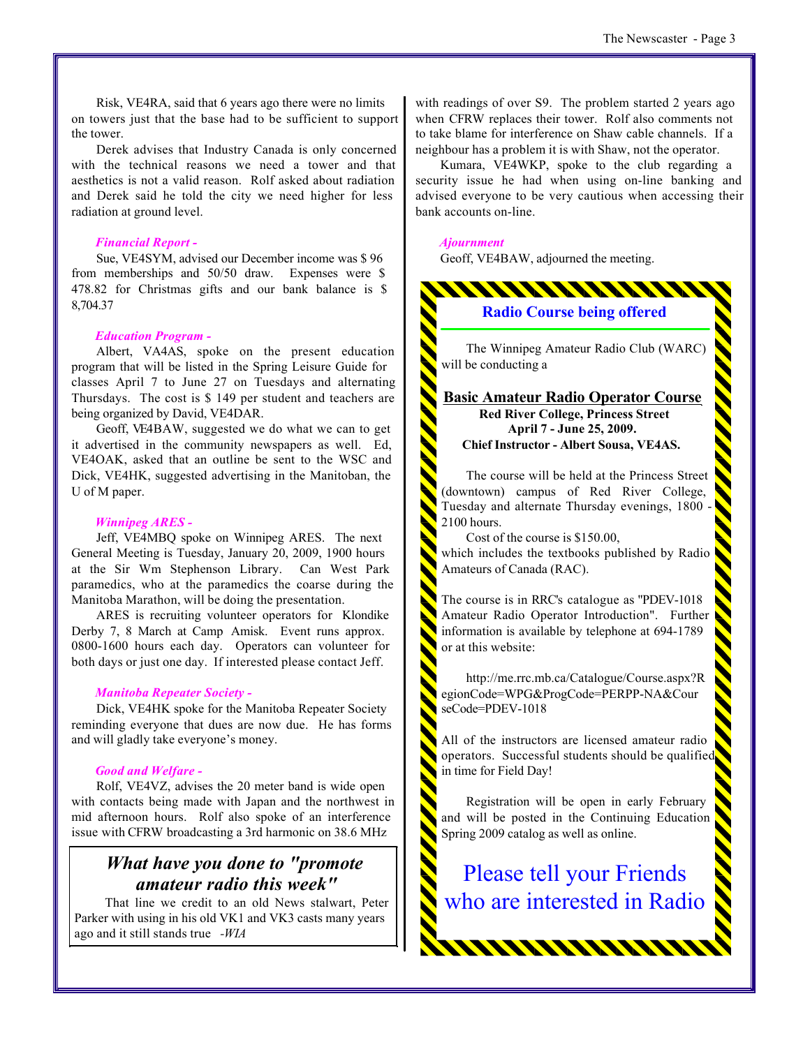Risk, VE4RA, said that 6 years ago there were no limits on towers just that the base had to be sufficient to support the tower.

Derek advises that Industry Canada is only concerned with the technical reasons we need a tower and that aesthetics is not a valid reason. Rolf asked about radiation and Derek said he told the city we need higher for less radiation at ground level.

***Financial Report -***

Sue, VE4SYM, advised our December income was $ 96 from memberships and 50/50 draw. Expenses were $ 478.82 for Christmas gifts and our bank balance is $ 8,704.37

***Education Program -***

Albert, VA4AS, spoke on the present education program that will be listed in the Spring Leisure Guide for classes April 7 to June 27 on Tuesdays and alternating Thursdays. The cost is $ 149 per student and teachers are being organized by David, VE4DAR.

Geoff, VE4BAW, suggested we do what we can to get it advertised in the community newspapers as well. Ed, VE4OAK, asked that an outline be sent to the WSC and Dick, VE4HK, suggested advertising in the Manitoban, the U of M paper.

***Winnipeg ARES -***

Jeff, VE4MBQ spoke on Winnipeg ARES. The next General Meeting is Tuesday, January 20, 2009, 1900 hours at the Sir Wm Stephenson Library. Can West Park paramedics, who at the paramedics the coarse during the Manitoba Marathon, will be doing the presentation.

ARES is recruiting volunteer operators for Klondike Derby 7, 8 March at Camp Amisk. Event runs approx. 0800-1600 hours each day. Operators can volunteer for both days or just one day. If interested please contact Jeff.

***Manitoba Repeater Society -***

Dick, VE4HK spoke for the Manitoba Repeater Society reminding everyone that dues are now due. He has forms and will gladly take everyone's money.

***Good and Welfare -***

Rolf, VE4VZ, advises the 20 meter band is wide open with contacts being made with Japan and the northwest in mid afternoon hours. Rolf also spoke of an interference issue with CFRW broadcasting a 3rd harmonic on 38.6 MHz with readings of over S9. The problem started 2 years ago when CFRW replaces their tower. Rolf also comments not to take blame for interference on Shaw cable channels. If a neighbour has a problem it is with Shaw, not the operator.

Kumara, VE4WKP, spoke to the club regarding a security issue he had when using on-line banking and advised everyone to be very cautious when accessing their bank accounts on-line.

***Ajournment***

Geoff, VE4BAW, adjourned the meeting.

## *What have you done to "promote amateur radio this week"*

That line we credit to an old News stalwart, Peter Parker with using in his old VK1 and VK3 casts many years ago and it still stands true *-WIA*

## Radio Course being offered

The Winnipeg Amateur Radio Club (WARC) will be conducting a

**Basic Amateur Radio Operator Course**
**Red River College, Princess Street**
**April 7 - June 25, 2009.**
**Chief Instructor - Albert Sousa, VE4AS.**

The course will be held at the Princess Street (downtown) campus of Red River College, Tuesday and alternate Thursday evenings, 1800 - 2100 hours.

Cost of the course is $150.00, which includes the textbooks published by Radio Amateurs of Canada (RAC).

The course is in RRC's catalogue as "PDEV-1018 Amateur Radio Operator Introduction". Further information is available by telephone at 694-1789 or at this website:

http://me.rrc.mb.ca/Catalogue/Course.aspx?RegionCode=WPG&ProgCode=PERPP-NA&CourseCode=PDEV-1018

All of the instructors are licensed amateur radio operators. Successful students should be qualified in time for Field Day!

Registration will be open in early February and will be posted in the Continuing Education Spring 2009 catalog as well as online.

Please tell your Friends who are interested in Radio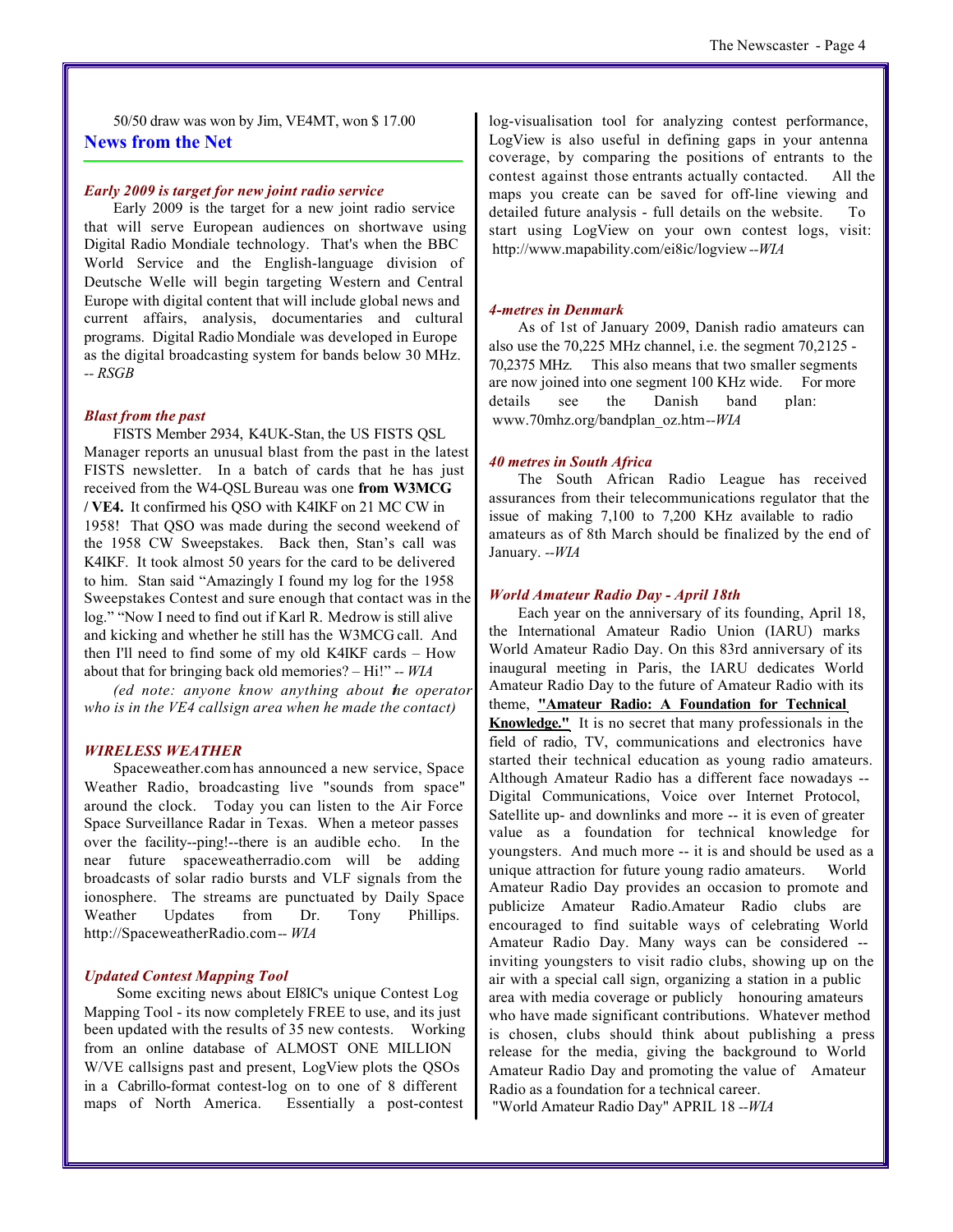50/50 draw was won by Jim, VE4MT, won $ 17.00

## News from the Net

### *Early 2009 is target for new joint radio service*

Early 2009 is the target for a new joint radio service that will serve European audiences on shortwave using Digital Radio Mondiale technology. That's when the BBC World Service and the English-language division of Deutsche Welle will begin targeting Western and Central Europe with digital content that will include global news and current affairs, analysis, documentaries and cultural programs. Digital Radio Mondiale was developed in Europe as the digital broadcasting system for bands below 30 MHz. *-- RSGB*

### *Blast from the past*

FISTS Member 2934, K4UK-Stan, the US FISTS QSL Manager reports an unusual blast from the past in the latest FISTS newsletter. In a batch of cards that he has just received from the W4-QSL Bureau was one **from W3MCG / VE4.** It confirmed his QSO with K4IKF on 21 MC CW in 1958! That QSO was made during the second weekend of the 1958 CW Sweepstakes. Back then, Stan's call was K4IKF. It took almost 50 years for the card to be delivered to him. Stan said "Amazingly I found my log for the 1958 Sweepstakes Contest and sure enough that contact was in the log." "Now I need to find out if Karl R. Medrow is still alive and kicking and whether he still has the W3MCG call. And then I'll need to find some of my old K4IKF cards – How about that for bringing back old memories? – Hi!" *-- WIA*

*(ed note: anyone know anything about the operator who is in the VE4 callsign area when he made the contact)*

### *WIRELESS WEATHER*

Spaceweather.com has announced a new service, Space Weather Radio, broadcasting live "sounds from space" around the clock. Today you can listen to the Air Force Space Surveillance Radar in Texas. When a meteor passes over the facility--ping!--there is an audible echo. In the near future spaceweatherradio.com will be adding broadcasts of solar radio bursts and VLF signals from the ionosphere. The streams are punctuated by Daily Space Weather Updates from Dr. Tony Phillips. http://SpaceweatherRadio.com *-- WIA*

### *Updated Contest Mapping Tool*

Some exciting news about EI8IC's unique Contest Log Mapping Tool - its now completely FREE to use, and its just been updated with the results of 35 new contests. Working from an online database of ALMOST ONE MILLION W/VE callsigns past and present, LogView plots the QSOs in a Cabrillo-format contest-log on to one of 8 different maps of North America. Essentially a post-contest log-visualisation tool for analyzing contest performance, LogView is also useful in defining gaps in your antenna coverage, by comparing the positions of entrants to the contest against those entrants actually contacted. All the maps you create can be saved for off-line viewing and detailed future analysis - full details on the website. To start using LogView on your own contest logs, visit: http://www.mapability.com/ei8ic/logview *--WIA*

### *4-metres in Denmark*

As of 1st of January 2009, Danish radio amateurs can also use the 70,225 MHz channel, i.e. the segment 70,2125 - 70,2375 MHz. This also means that two smaller segments are now joined into one segment 100 KHz wide. For more details see the Danish band plan: www.70mhz.org/bandplan_oz.htm *--WIA*

### *40 metres in South Africa*

The South African Radio League has received assurances from their telecommunications regulator that the issue of making 7,100 to 7,200 KHz available to radio amateurs as of 8th March should be finalized by the end of January. *--WIA*

### *World Amateur Radio Day - April 18th*

Each year on the anniversary of its founding, April 18, the International Amateur Radio Union (IARU) marks World Amateur Radio Day. On this 83rd anniversary of its inaugural meeting in Paris, the IARU dedicates World Amateur Radio Day to the future of Amateur Radio with its theme, **"Amateur Radio: A Foundation for Technical Knowledge."** It is no secret that many professionals in the field of radio, TV, communications and electronics have started their technical education as young radio amateurs. Although Amateur Radio has a different face nowadays -- Digital Communications, Voice over Internet Protocol, Satellite up- and downlinks and more -- it is even of greater value as a foundation for technical knowledge for youngsters. And much more -- it is and should be used as a unique attraction for future young radio amateurs. World Amateur Radio Day provides an occasion to promote and publicize Amateur Radio.Amateur Radio clubs are encouraged to find suitable ways of celebrating World Amateur Radio Day. Many ways can be considered -- inviting youngsters to visit radio clubs, showing up on the air with a special call sign, organizing a station in a public area with media coverage or publicly honouring amateurs who have made significant contributions. Whatever method is chosen, clubs should think about publishing a press release for the media, giving the background to World Amateur Radio Day and promoting the value of Amateur Radio as a foundation for a technical career.

"World Amateur Radio Day" APRIL 18 *--WIA*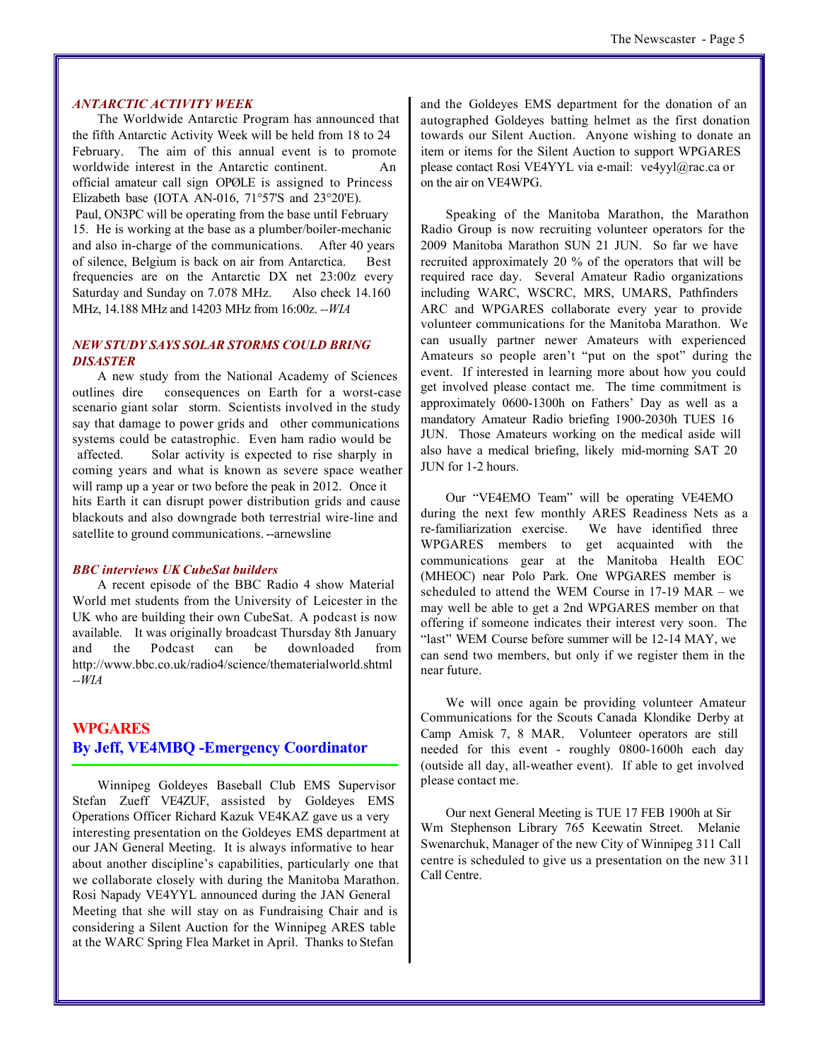### *ANTARCTIC ACTIVITY WEEK*

The Worldwide Antarctic Program has announced that the fifth Antarctic Activity Week will be held from 18 to 24 February. The aim of this annual event is to promote worldwide interest in the Antarctic continent. An official amateur call sign OPØLE is assigned to Princess Elizabeth base (IOTA AN-016, 71°57'S and 23°20'E). Paul, ON3PC will be operating from the base until February 15. He is working at the base as a plumber/boiler-mechanic and also in-charge of the communications. After 40 years of silence, Belgium is back on air from Antarctica. Best frequencies are on the Antarctic DX net 23:00z every Saturday and Sunday on 7.078 MHz. Also check 14.160 MHz, 14.188 MHz and 14203 MHz from 16:00z. --*WIA*

### *NEW STUDY SAYS SOLAR STORMS COULD BRING DISASTER*

A new study from the National Academy of Sciences outlines dire consequences on Earth for a worst-case scenario giant solar storm. Scientists involved in the study say that damage to power grids and other communications systems could be catastrophic. Even ham radio would be affected. Solar activity is expected to rise sharply in coming years and what is known as severe space weather will ramp up a year or two before the peak in 2012. Once it hits Earth it can disrupt power distribution grids and cause blackouts and also downgrade both terrestrial wire-line and satellite to ground communications. --arnewsline

### *BBC interviews UK CubeSat builders*

A recent episode of the BBC Radio 4 show Material World met students from the University of Leicester in the UK who are building their own CubeSat. A podcast is now available. It was originally broadcast Thursday 8th January and the Podcast can be downloaded from http://www.bbc.co.uk/radio4/science/thematerialworld.shtml --*WIA*

## WPGARES
## By Jeff, VE4MBQ -Emergency Coordinator

Winnipeg Goldeyes Baseball Club EMS Supervisor Stefan Zueff VE4ZUF, assisted by Goldeyes EMS Operations Officer Richard Kazuk VE4KAZ gave us a very interesting presentation on the Goldeyes EMS department at our JAN General Meeting. It is always informative to hear about another discipline's capabilities, particularly one that we collaborate closely with during the Manitoba Marathon. Rosi Napady VE4YYL announced during the JAN General Meeting that she will stay on as Fundraising Chair and is considering a Silent Auction for the Winnipeg ARES table at the WARC Spring Flea Market in April. Thanks to Stefan and the Goldeyes EMS department for the donation of an autographed Goldeyes batting helmet as the first donation towards our Silent Auction. Anyone wishing to donate an item or items for the Silent Auction to support WPGARES please contact Rosi VE4YYL via e-mail: ve4yyl@rac.ca or on the air on VE4WPG.

Speaking of the Manitoba Marathon, the Marathon Radio Group is now recruiting volunteer operators for the 2009 Manitoba Marathon SUN 21 JUN. So far we have recruited approximately 20 % of the operators that will be required race day. Several Amateur Radio organizations including WARC, WSCRC, MRS, UMARS, Pathfinders ARC and WPGARES collaborate every year to provide volunteer communications for the Manitoba Marathon. We can usually partner newer Amateurs with experienced Amateurs so people aren't "put on the spot" during the event. If interested in learning more about how you could get involved please contact me. The time commitment is approximately 0600-1300h on Fathers' Day as well as a mandatory Amateur Radio briefing 1900-2030h TUES 16 JUN. Those Amateurs working on the medical aside will also have a medical briefing, likely mid-morning SAT 20 JUN for 1-2 hours.

Our "VE4EMO Team" will be operating VE4EMO during the next few monthly ARES Readiness Nets as a re-familiarization exercise. We have identified three WPGARES members to get acquainted with the communications gear at the Manitoba Health EOC (MHEOC) near Polo Park. One WPGARES member is scheduled to attend the WEM Course in 17-19 MAR – we may well be able to get a 2nd WPGARES member on that offering if someone indicates their interest very soon. The "last" WEM Course before summer will be 12-14 MAY, we can send two members, but only if we register them in the near future.

We will once again be providing volunteer Amateur Communications for the Scouts Canada Klondike Derby at Camp Amisk 7, 8 MAR. Volunteer operators are still needed for this event - roughly 0800-1600h each day (outside all day, all-weather event). If able to get involved please contact me.

Our next General Meeting is TUE 17 FEB 1900h at Sir Wm Stephenson Library 765 Keewatin Street. Melanie Swenarchuk, Manager of the new City of Winnipeg 311 Call centre is scheduled to give us a presentation on the new 311 Call Centre.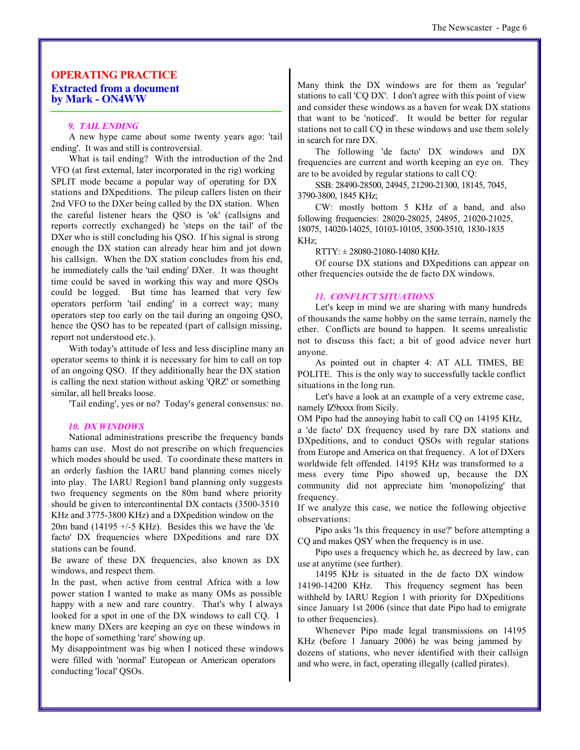## OPERATING PRACTICE

### Extracted from a document by Mark - ON4WW

#### *9. TAIL ENDING*

A new hype came about some twenty years ago: 'tail ending'. It was and still is controversial.

What is tail ending? With the introduction of the 2nd VFO (at first external, later incorporated in the rig) working SPLIT mode became a popular way of operating for DX stations and DXpeditions. The pileup callers listen on their 2nd VFO to the DXer being called by the DX station. When the careful listener hears the QSO is 'ok' (callsigns and reports correctly exchanged) he 'steps on the tail' of the DXer who is still concluding his QSO. If his signal is strong enough the DX station can already hear him and jot down his callsign. When the DX station concludes from his end, he immediately calls the 'tail ending' DXer. It was thought time could be saved in working this way and more QSOs could be logged. But time has learned that very few operators perform 'tail ending' in a correct way; many operators step too early on the tail during an ongoing QSO, hence the QSO has to be repeated (part of callsign missing, report not understood etc.).

With today's attitude of less and less discipline many an operator seems to think it is necessary for him to call on top of an ongoing QSO. If they additionally hear the DX station is calling the next station without asking 'QRZ' or something similar, all hell breaks loose.

'Tail ending', yes or no? Today's general consensus: no.

#### *10. DX WINDOWS*

National administrations prescribe the frequency bands hams can use. Most do not prescribe on which frequencies which modes should be used. To coordinate these matters in an orderly fashion the IARU band planning comes nicely into play. The IARU Region1 band planning only suggests two frequency segments on the 80m band where priority should be given to intercontinental DX contacts (3500-3510 KHz and 3775-3800 KHz) and a DXpedition window on the 20m band (14195 +/-5 KHz). Besides this we have the 'de facto' DX frequencies where DXpeditions and rare DX stations can be found.

Be aware of these DX frequencies, also known as DX windows, and respect them.

In the past, when active from central Africa with a low power station I wanted to make as many OMs as possible happy with a new and rare country. That's why I always looked for a spot in one of the DX windows to call CQ. I knew many DXers are keeping an eye on these windows in the hope of something 'rare' showing up.

My disappointment was big when I noticed these windows were filled with 'normal' European or American operators conducting 'local' QSOs.

Many think the DX windows are for them as 'regular' stations to call 'CQ DX'. I don't agree with this point of view and consider these windows as a haven for weak DX stations that want to be 'noticed'. It would be better for regular stations not to call CQ in these windows and use them solely in search for rare DX.

The following 'de facto' DX windows and DX frequencies are current and worth keeping an eye on. They are to be avoided by regular stations to call CQ:

SSB: 28490-28500, 24945, 21290-21300, 18145, 7045, 3790-3800, 1845 KHz;

CW: mostly bottom 5 KHz of a band, and also following frequencies: 28020-28025, 24895, 21020-21025, 18075, 14020-14025, 10103-10105, 3500-3510, 1830-1835 KHz;

RTTY: ± 28080-21080-14080 KHz.

Of course DX stations and DXpeditions can appear on other frequencies outside the de facto DX windows.

#### *11. CONFLICT SITUATIONS*

Let's keep in mind we are sharing with many hundreds of thousands the same hobby on the same terrain, namely the ether. Conflicts are bound to happen. It seems unrealistic not to discuss this fact; a bit of good advice never hurt anyone.

As pointed out in chapter 4: AT ALL TIMES, BE POLITE. This is the only way to successfully tackle conflict situations in the long run.

Let's have a look at an example of a very extreme case, namely IZ9xxxx from Sicily.

OM Pipo had the annoying habit to call CQ on 14195 KHz, a 'de facto' DX frequency used by rare DX stations and DXpeditions, and to conduct QSOs with regular stations from Europe and America on that frequency. A lot of DXers worldwide felt offended. 14195 KHz was transformed to a mess every time Pipo showed up, because the DX community did not appreciate him 'monopolizing' that frequency.

If we analyze this case, we notice the following objective observations:

Pipo asks 'Is this frequency in use?' before attempting a CQ and makes QSY when the frequency is in use.

Pipo uses a frequency which he, as decreed by law, can use at anytime (see further).

14195 KHz is situated in the de facto DX window 14190-14200 KHz. This frequency segment has been withheld by IARU Region 1 with priority for DXpeditions since January 1st 2006 (since that date Pipo had to emigrate to other frequencies).

Whenever Pipo made legal transmissions on 14195 KHz (before 1 January 2006) he was being jammed by dozens of stations, who never identified with their callsign and who were, in fact, operating illegally (called pirates).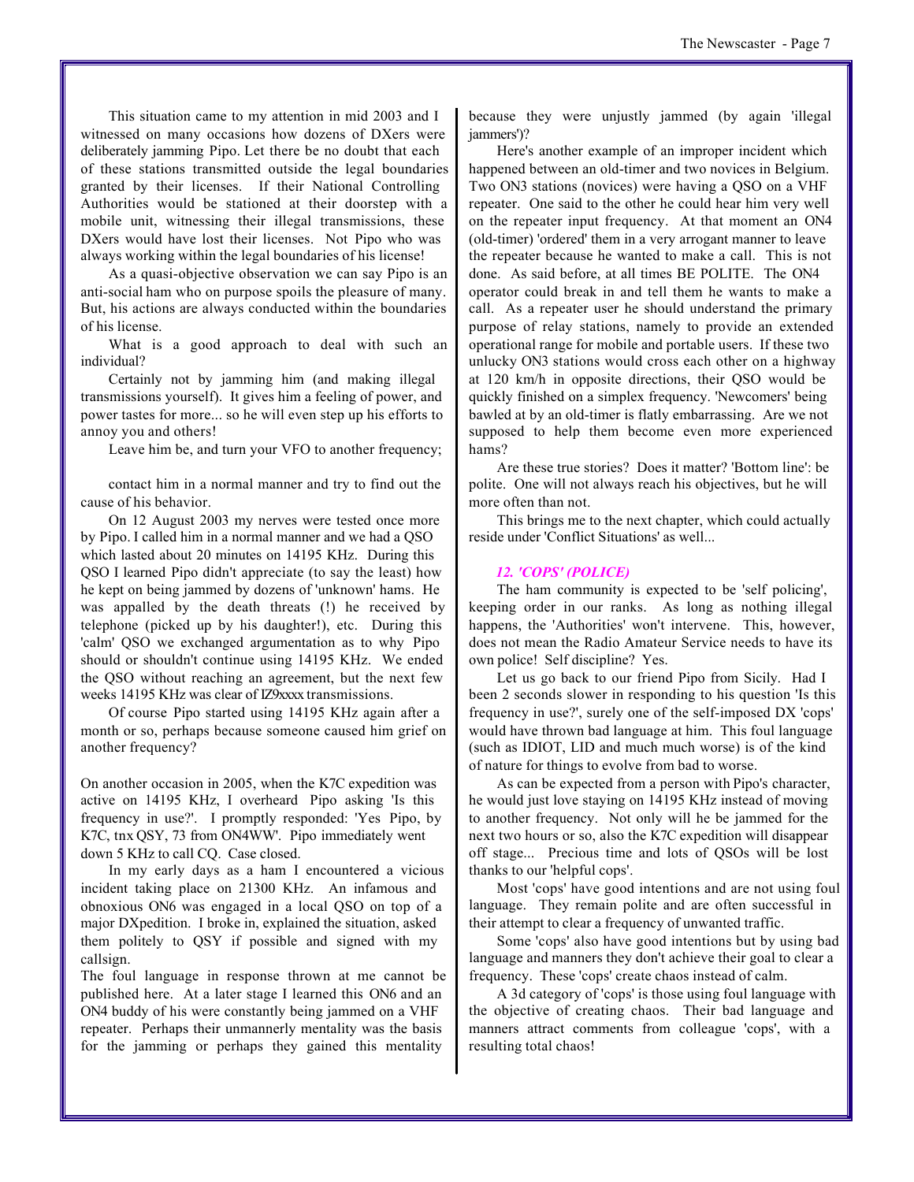This situation came to my attention in mid 2003 and I witnessed on many occasions how dozens of DXers were deliberately jamming Pipo. Let there be no doubt that each of these stations transmitted outside the legal boundaries granted by their licenses. If their National Controlling Authorities would be stationed at their doorstep with a mobile unit, witnessing their illegal transmissions, these DXers would have lost their licenses. Not Pipo who was always working within the legal boundaries of his license!

As a quasi-objective observation we can say Pipo is an anti-social ham who on purpose spoils the pleasure of many. But, his actions are always conducted within the boundaries of his license.

What is a good approach to deal with such an individual?

Certainly not by jamming him (and making illegal transmissions yourself). It gives him a feeling of power, and power tastes for more... so he will even step up his efforts to annoy you and others!

Leave him be, and turn your VFO to another frequency;

contact him in a normal manner and try to find out the cause of his behavior.

On 12 August 2003 my nerves were tested once more by Pipo. I called him in a normal manner and we had a QSO which lasted about 20 minutes on 14195 KHz. During this QSO I learned Pipo didn't appreciate (to say the least) how he kept on being jammed by dozens of 'unknown' hams. He was appalled by the death threats (!) he received by telephone (picked up by his daughter!), etc. During this 'calm' QSO we exchanged argumentation as to why Pipo should or shouldn't continue using 14195 KHz. We ended the QSO without reaching an agreement, but the next few weeks 14195 KHz was clear of IZ9xxxx transmissions.

Of course Pipo started using 14195 KHz again after a month or so, perhaps because someone caused him grief on another frequency?

On another occasion in 2005, when the K7C expedition was active on 14195 KHz, I overheard Pipo asking 'Is this frequency in use?'. I promptly responded: 'Yes Pipo, by K7C, tnx QSY, 73 from ON4WW'. Pipo immediately went down 5 KHz to call CQ. Case closed.

In my early days as a ham I encountered a vicious incident taking place on 21300 KHz. An infamous and obnoxious ON6 was engaged in a local QSO on top of a major DXpedition. I broke in, explained the situation, asked them politely to QSY if possible and signed with my callsign.

The foul language in response thrown at me cannot be published here. At a later stage I learned this ON6 and an ON4 buddy of his were constantly being jammed on a VHF repeater. Perhaps their unmannerly mentality was the basis for the jamming or perhaps they gained this mentality because they were unjustly jammed (by again 'illegal jammers')?

Here's another example of an improper incident which happened between an old-timer and two novices in Belgium. Two ON3 stations (novices) were having a QSO on a VHF repeater. One said to the other he could hear him very well on the repeater input frequency. At that moment an ON4 (old-timer) 'ordered' them in a very arrogant manner to leave the repeater because he wanted to make a call. This is not done. As said before, at all times BE POLITE. The ON4 operator could break in and tell them he wants to make a call. As a repeater user he should understand the primary purpose of relay stations, namely to provide an extended operational range for mobile and portable users. If these two unlucky ON3 stations would cross each other on a highway at 120 km/h in opposite directions, their QSO would be quickly finished on a simplex frequency. 'Newcomers' being bawled at by an old-timer is flatly embarrassing. Are we not supposed to help them become even more experienced hams?

Are these true stories? Does it matter? 'Bottom line': be polite. One will not always reach his objectives, but he will more often than not.

This brings me to the next chapter, which could actually reside under 'Conflict Situations' as well...

### *12. 'COPS' (POLICE)*

The ham community is expected to be 'self policing', keeping order in our ranks. As long as nothing illegal happens, the 'Authorities' won't intervene. This, however, does not mean the Radio Amateur Service needs to have its own police! Self discipline? Yes.

Let us go back to our friend Pipo from Sicily. Had I been 2 seconds slower in responding to his question 'Is this frequency in use?', surely one of the self-imposed DX 'cops' would have thrown bad language at him. This foul language (such as IDIOT, LID and much much worse) is of the kind of nature for things to evolve from bad to worse.

As can be expected from a person with Pipo's character, he would just love staying on 14195 KHz instead of moving to another frequency. Not only will he be jammed for the next two hours or so, also the K7C expedition will disappear off stage... Precious time and lots of QSOs will be lost thanks to our 'helpful cops'.

Most 'cops' have good intentions and are not using foul language. They remain polite and are often successful in their attempt to clear a frequency of unwanted traffic.

Some 'cops' also have good intentions but by using bad language and manners they don't achieve their goal to clear a frequency. These 'cops' create chaos instead of calm.

A 3d category of 'cops' is those using foul language with the objective of creating chaos. Their bad language and manners attract comments from colleague 'cops', with a resulting total chaos!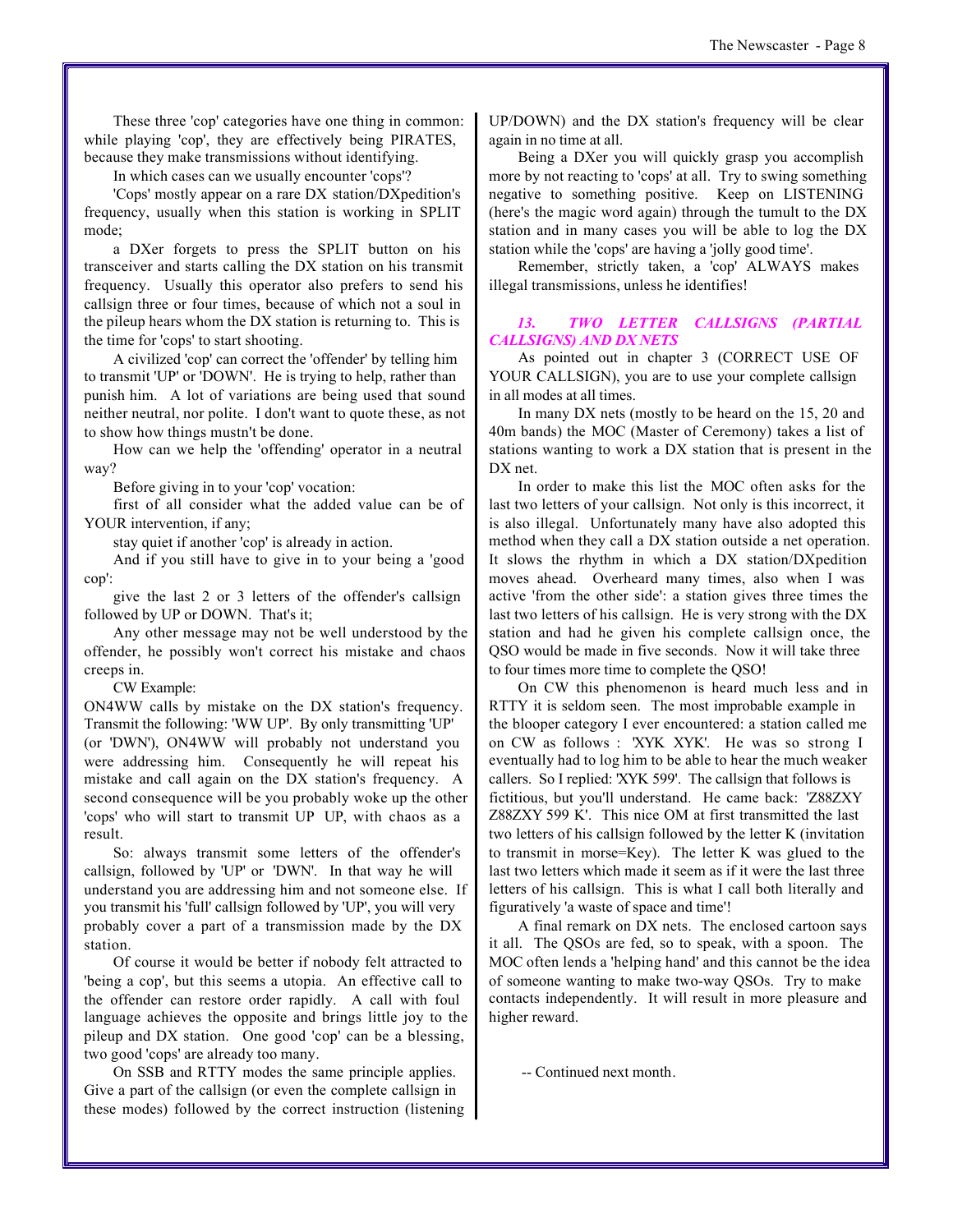These three 'cop' categories have one thing in common: while playing 'cop', they are effectively being PIRATES, because they make transmissions without identifying.

In which cases can we usually encounter 'cops'?

'Cops' mostly appear on a rare DX station/DXpedition's frequency, usually when this station is working in SPLIT mode;

a DXer forgets to press the SPLIT button on his transceiver and starts calling the DX station on his transmit frequency. Usually this operator also prefers to send his callsign three or four times, because of which not a soul in the pileup hears whom the DX station is returning to. This is the time for 'cops' to start shooting.

A civilized 'cop' can correct the 'offender' by telling him to transmit 'UP' or 'DOWN'. He is trying to help, rather than punish him. A lot of variations are being used that sound neither neutral, nor polite. I don't want to quote these, as not to show how things mustn't be done.

How can we help the 'offending' operator in a neutral way?

Before giving in to your 'cop' vocation:

first of all consider what the added value can be of YOUR intervention, if any;

stay quiet if another 'cop' is already in action.

And if you still have to give in to your being a 'good cop':

give the last 2 or 3 letters of the offender's callsign followed by UP or DOWN. That's it;

Any other message may not be well understood by the offender, he possibly won't correct his mistake and chaos creeps in.

CW Example:

ON4WW calls by mistake on the DX station's frequency. Transmit the following: 'WW UP'. By only transmitting 'UP' (or 'DWN'), ON4WW will probably not understand you were addressing him. Consequently he will repeat his mistake and call again on the DX station's frequency. A second consequence will be you probably woke up the other 'cops' who will start to transmit UP UP, with chaos as a result.

So: always transmit some letters of the offender's callsign, followed by 'UP' or 'DWN'. In that way he will understand you are addressing him and not someone else. If you transmit his 'full' callsign followed by 'UP', you will very probably cover a part of a transmission made by the DX station.

Of course it would be better if nobody felt attracted to 'being a cop', but this seems a utopia. An effective call to the offender can restore order rapidly. A call with foul language achieves the opposite and brings little joy to the pileup and DX station. One good 'cop' can be a blessing, two good 'cops' are already too many.

On SSB and RTTY modes the same principle applies. Give a part of the callsign (or even the complete callsign in these modes) followed by the correct instruction (listening UP/DOWN) and the DX station's frequency will be clear again in no time at all.

Being a DXer you will quickly grasp you accomplish more by not reacting to 'cops' at all. Try to swing something negative to something positive. Keep on LISTENING (here's the magic word again) through the tumult to the DX station and in many cases you will be able to log the DX station while the 'cops' are having a 'jolly good time'.

Remember, strictly taken, a 'cop' ALWAYS makes illegal transmissions, unless he identifies!

### *13. TWO LETTER CALLSIGNS (PARTIAL CALLSIGNS) AND DX NETS*

As pointed out in chapter 3 (CORRECT USE OF YOUR CALLSIGN), you are to use your complete callsign in all modes at all times.

In many DX nets (mostly to be heard on the 15, 20 and 40m bands) the MOC (Master of Ceremony) takes a list of stations wanting to work a DX station that is present in the DX net.

In order to make this list the MOC often asks for the last two letters of your callsign. Not only is this incorrect, it is also illegal. Unfortunately many have also adopted this method when they call a DX station outside a net operation. It slows the rhythm in which a DX station/DXpedition moves ahead. Overheard many times, also when I was active 'from the other side': a station gives three times the last two letters of his callsign. He is very strong with the DX station and had he given his complete callsign once, the QSO would be made in five seconds. Now it will take three to four times more time to complete the QSO!

On CW this phenomenon is heard much less and in RTTY it is seldom seen. The most improbable example in the blooper category I ever encountered: a station called me on CW as follows : 'XYK XYK'. He was so strong I eventually had to log him to be able to hear the much weaker callers. So I replied: 'XYK 599'. The callsign that follows is fictitious, but you'll understand. He came back: 'Z88ZXY Z88ZXY 599 K'. This nice OM at first transmitted the last two letters of his callsign followed by the letter K (invitation to transmit in morse=Key). The letter K was glued to the last two letters which made it seem as if it were the last three letters of his callsign. This is what I call both literally and figuratively 'a waste of space and time'!

A final remark on DX nets. The enclosed cartoon says it all. The QSOs are fed, so to speak, with a spoon. The MOC often lends a 'helping hand' and this cannot be the idea of someone wanting to make two-way QSOs. Try to make contacts independently. It will result in more pleasure and higher reward.

-- Continued next month.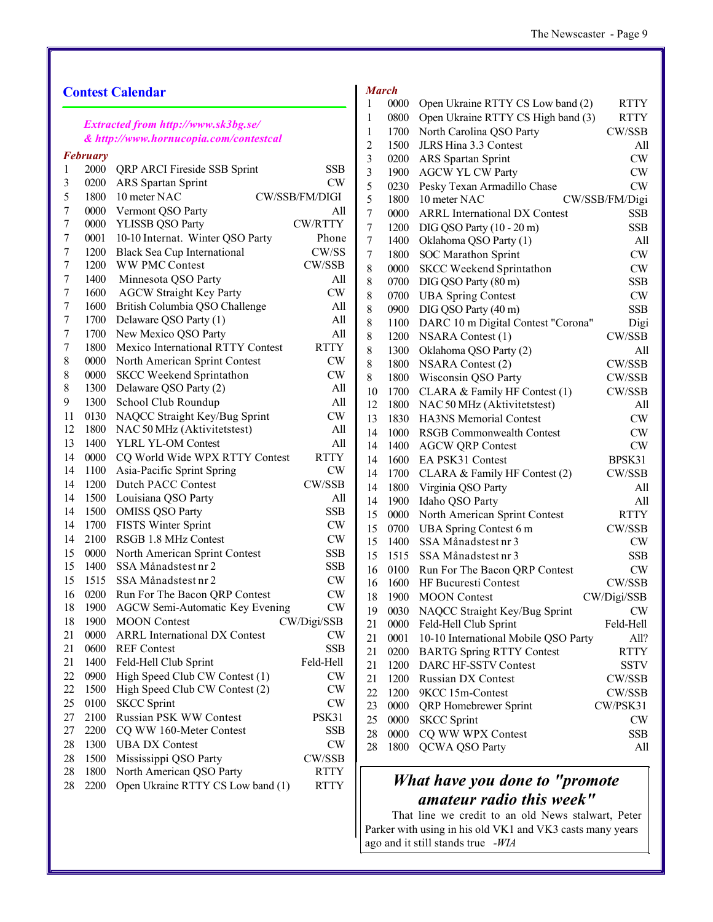## Contest Calendar

*Extracted from http://www.sk3bg.se/*
*& http://www.hornucopia.com/contestcal*

### *February*

| Day | Time | Contest | Mode |
|---|---|---|---|
| 1 | 2000 | QRP ARCI Fireside SSB Sprint | SSB |
| 3 | 0200 | ARS Spartan Sprint | CW |
| 5 | 1800 | 10 meter NAC | CW/SSB/FM/DIGI |
| 7 | 0000 | Vermont QSO Party | All |
| 7 | 0000 | YLISSB QSO Party | CW/RTTY |
| 7 | 0001 | 10-10 Internat. Winter QSO Party | Phone |
| 7 | 1200 | Black Sea Cup International | CW/SS |
| 7 | 1200 | WW PMC Contest | CW/SSB |
| 7 | 1400 | Minnesota QSO Party | All |
| 7 | 1600 | AGCW Straight Key Party | CW |
| 7 | 1600 | British Columbia QSO Challenge | All |
| 7 | 1700 | Delaware QSO Party (1) | All |
| 7 | 1700 | New Mexico QSO Party | All |
| 7 | 1800 | Mexico International RTTY Contest | RTTY |
| 8 | 0000 | North American Sprint Contest | CW |
| 8 | 0000 | SKCC Weekend Sprintathon | CW |
| 8 | 1300 | Delaware QSO Party (2) | All |
| 9 | 1300 | School Club Roundup | All |
| 11 | 0130 | NAQCC Straight Key/Bug Sprint | CW |
| 12 | 1800 | NAC 50 MHz (Aktivitetstest) | All |
| 13 | 1400 | YLRL YL-OM Contest | All |
| 14 | 0000 | CQ World Wide WPX RTTY Contest | RTTY |
| 14 | 1100 | Asia-Pacific Sprint Spring | CW |
| 14 | 1200 | Dutch PACC Contest | CW/SSB |
| 14 | 1500 | Louisiana QSO Party | All |
| 14 | 1500 | OMISS QSO Party | SSB |
| 14 | 1700 | FISTS Winter Sprint | CW |
| 14 | 2100 | RSGB 1.8 MHz Contest | CW |
| 15 | 0000 | North American Sprint Contest | SSB |
| 15 | 1400 | SSA Månadstest nr 2 | SSB |
| 15 | 1515 | SSA Månadstest nr 2 | CW |
| 16 | 0200 | Run For The Bacon QRP Contest | CW |
| 18 | 1900 | AGCW Semi-Automatic Key Evening | CW |
| 18 | 1900 | MOON Contest | CW/Digi/SSB |
| 21 | 0000 | ARRL International DX Contest | CW |
| 21 | 0600 | REF Contest | SSB |
| 21 | 1400 | Feld-Hell Club Sprint | Feld-Hell |
| 22 | 0900 | High Speed Club CW Contest (1) | CW |
| 22 | 1500 | High Speed Club CW Contest (2) | CW |
| 25 | 0100 | SKCC Sprint | CW |
| 27 | 2100 | Russian PSK WW Contest | PSK31 |
| 27 | 2200 | CQ WW 160-Meter Contest | SSB |
| 28 | 1300 | UBA DX Contest | CW |
| 28 | 1500 | Mississippi QSO Party | CW/SSB |
| 28 | 1800 | North American QSO Party | RTTY |
| 28 | 2200 | Open Ukraine RTTY CS Low band (1) | RTTY |

### *March*

| Day | Time | Contest | Mode |
|---|---|---|---|
| 1 | 0000 | Open Ukraine RTTY CS Low band (2) | RTTY |
| 1 | 0800 | Open Ukraine RTTY CS High band (3) | RTTY |
| 1 | 1700 | North Carolina QSO Party | CW/SSB |
| 2 | 1500 | JLRS Hina 3.3 Contest | All |
| 3 | 0200 | ARS Spartan Sprint | CW |
| 3 | 1900 | AGCW YL CW Party | CW |
| 5 | 0230 | Pesky Texan Armadillo Chase | CW |
| 5 | 1800 | 10 meter NAC | CW/SSB/FM/Digi |
| 7 | 0000 | ARRL International DX Contest | SSB |
| 7 | 1200 | DIG QSO Party (10 - 20 m) | SSB |
| 7 | 1400 | Oklahoma QSO Party (1) | All |
| 7 | 1800 | SOC Marathon Sprint | CW |
| 8 | 0000 | SKCC Weekend Sprintathon | CW |
| 8 | 0700 | DIG QSO Party (80 m) | SSB |
| 8 | 0700 | UBA Spring Contest | CW |
| 8 | 0900 | DIG QSO Party (40 m) | SSB |
| 8 | 1100 | DARC 10 m Digital Contest "Corona" | Digi |
| 8 | 1200 | NSARA Contest (1) | CW/SSB |
| 8 | 1300 | Oklahoma QSO Party (2) | All |
| 8 | 1800 | NSARA Contest (2) | CW/SSB |
| 8 | 1800 | Wisconsin QSO Party | CW/SSB |
| 10 | 1700 | CLARA & Family HF Contest (1) | CW/SSB |
| 12 | 1800 | NAC 50 MHz (Aktivitetstest) | All |
| 13 | 1830 | HA3NS Memorial Contest | CW |
| 14 | 1000 | RSGB Commonwealth Contest | CW |
| 14 | 1400 | AGCW QRP Contest | CW |
| 14 | 1600 | EA PSK31 Contest | BPSK31 |
| 14 | 1700 | CLARA & Family HF Contest (2) | CW/SSB |
| 14 | 1800 | Virginia QSO Party | All |
| 14 | 1900 | Idaho QSO Party | All |
| 15 | 0000 | North American Sprint Contest | RTTY |
| 15 | 0700 | UBA Spring Contest 6 m | CW/SSB |
| 15 | 1400 | SSA Månadstest nr 3 | CW |
| 15 | 1515 | SSA Månadstest nr 3 | SSB |
| 16 | 0100 | Run For The Bacon QRP Contest | CW |
| 16 | 1600 | HF Bucuresti Contest | CW/SSB |
| 18 | 1900 | MOON Contest | CW/Digi/SSB |
| 19 | 0030 | NAQCC Straight Key/Bug Sprint | CW |
| 21 | 0000 | Feld-Hell Club Sprint | Feld-Hell |
| 21 | 0001 | 10-10 International Mobile QSO Party | All? |
| 21 | 0200 | BARTG Spring RTTY Contest | RTTY |
| 21 | 1200 | DARC HF-SSTV Contest | SSTV |
| 21 | 1200 | Russian DX Contest | CW/SSB |
| 22 | 1200 | 9KCC 15m-Contest | CW/SSB |
| 23 | 0000 | QRP Homebrewer Sprint | CW/PSK31 |
| 25 | 0000 | SKCC Sprint | CW |
| 28 | 0000 | CQ WW WPX Contest | SSB |
| 28 | 1800 | QCWA QSO Party | All |

## *What have you done to "promote amateur radio this week"*

That line we credit to an old News stalwart, Peter Parker with using in his old VK1 and VK3 casts many years ago and it still stands true *-WIA*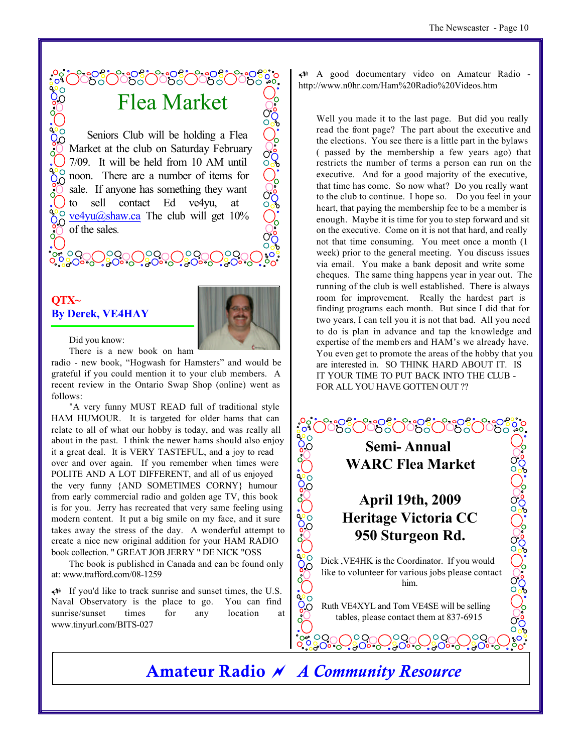# Flea Market

Seniors Club will be holding a Flea Market at the club on Saturday February 7/09. It will be held from 10 AM until noon. There are a number of items for sale. If anyone has something they want to sell contact Ed ve4yu, at ve4yu@shaw.ca The club will get 10% of the sales.

## QTX~
## By Derek, VE4HAY

Did you know:

There is a new book on ham radio - new book, "Hogwash for Hamsters" and would be grateful if you could mention it to your club members. A recent review in the Ontario Swap Shop (online) went as follows:

"A very funny MUST READ full of traditional style HAM HUMOUR. It is targeted for older hams that can relate to all of what our hobby is today, and was really all about in the past. I think the newer hams should also enjoy it a great deal. It is VERY TASTEFUL, and a joy to read over and over again. If you remember when times were POLITE AND A LOT DIFFERENT, and all of us enjoyed the very funny {AND SOMETIMES CORNY} humour from early commercial radio and golden age TV, this book is for you. Jerry has recreated that very same feeling using modern content. It put a big smile on my face, and it sure takes away the stress of the day. A wonderful attempt to create a nice new original addition for your HAM RADIO book collection. " GREAT JOB JERRY " DE NICK "OSS

The book is published in Canada and can be found only at: www.trafford.com/08-1259

If you'd like to track sunrise and sunset times, the U.S. Naval Observatory is the place to go. You can find sunrise/sunset times for any location at www.tinyurl.com/BITS-027

A good documentary video on Amateur Radio - http://www.n0hr.com/Ham%20Radio%20Videos.htm

Well you made it to the last page. But did you really read the front page? The part about the executive and the elections. You see there is a little part in the bylaws ( passed by the membership a few years ago) that restricts the number of terms a person can run on the executive. And for a good majority of the executive, that time has come. So now what? Do you really want to the club to continue. I hope so. Do you feel in your heart, that paying the membership fee to be a member is enough. Maybe it is time for you to step forward and sit on the executive. Come on it is not that hard, and really not that time consuming. You meet once a month (1 week) prior to the general meeting. You discuss issues via email. You make a bank deposit and write some cheques. The same thing happens year in year out. The running of the club is well established. There is always room for improvement. Really the hardest part is finding programs each month. But since I did that for two years, I can tell you it is not that bad. All you need to do is plan in advance and tap the knowledge and expertise of the members and HAM's we already have. You even get to promote the areas of the hobby that you are interested in. SO THINK HARD ABOUT IT. IS IT YOUR TIME TO PUT BACK INTO THE CLUB - FOR ALL YOU HAVE GOTTEN OUT ??

**Semi- Annual**
**WARC Flea Market**

**April 19th, 2009**
**Heritage Victoria CC**
**950 Sturgeon Rd.**

Dick ,VE4HK is the Coordinator. If you would like to volunteer for various jobs please contact him.

Ruth VE4XYL and Tom VE4SE will be selling tables, please contact them at 837-6915

**Amateur Radio ⚡ *A Community Resource***